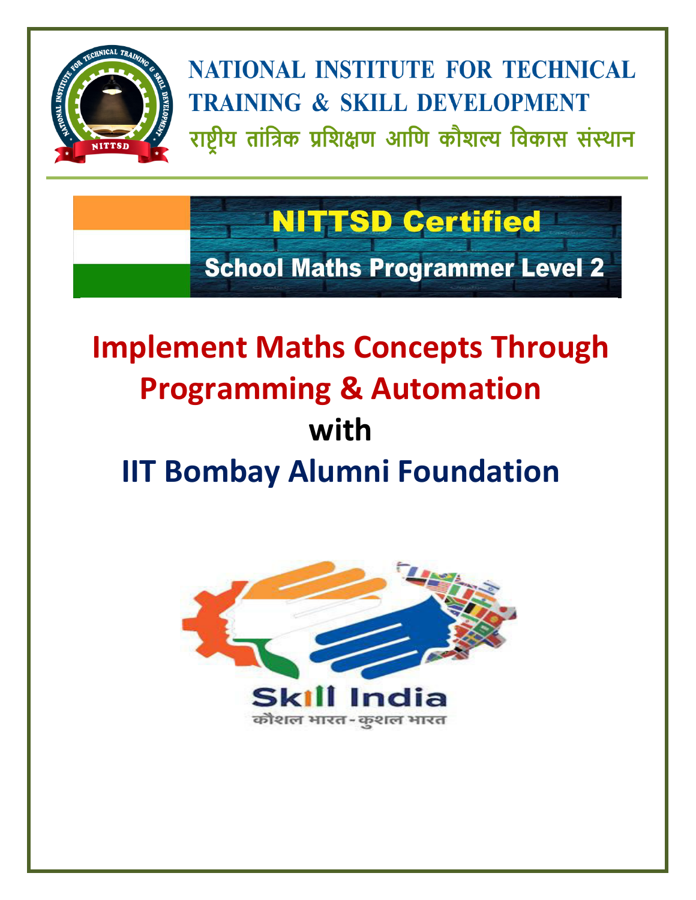# NATIONAL INSTITUTE FOR TECHNICAL TRAINING & SKILL DEVELOPMENT

## राष्ट्रीय तांत्रिक प्रशिक्षण आणि कौशल्य विकास संस्थान

**NITTSD Certified**

**School Maths Programmer Level 2**

# Implement Maths Concepts Through Programming & Automation

## with

## IIT Bombay Alumni Foundation

Skill India

कौशल भारत - कुशल भारत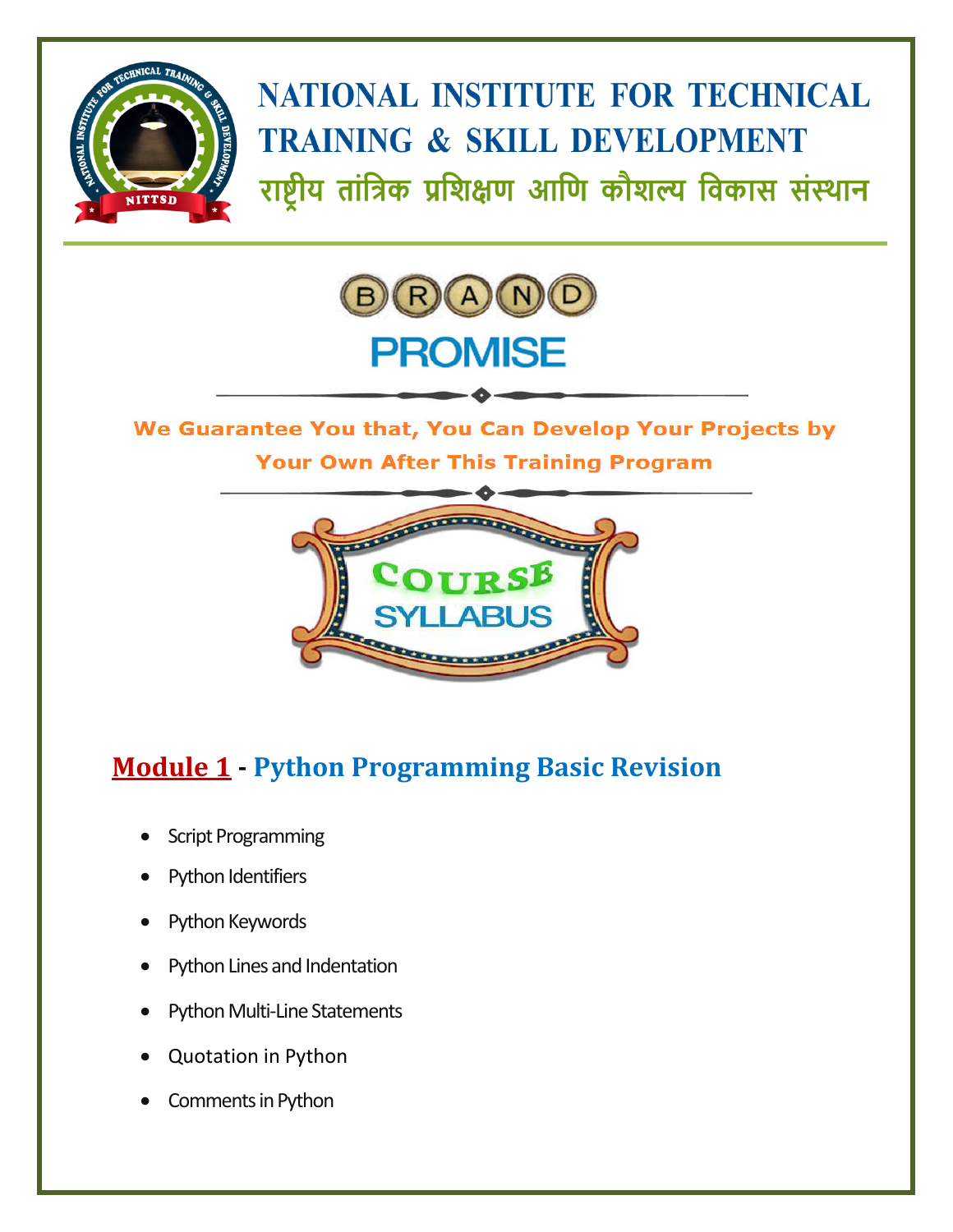# NATIONAL INSTITUTE FOR TECHNICAL TRAINING & SKILL DEVELOPMENT

## राष्ट्रीय तांत्रिक प्रशिक्षण आणि कौशल्य विकास संस्थान

**BRAND PROMISE**

**We Guarantee You that, You Can Develop Your Projects by Your Own After This Training Program**

**COURSE SYLLABUS**

## Module 1 - Python Programming Basic Revision

- Script Programming
- Python Identifiers
- Python Keywords
- Python Lines and Indentation
- Python Multi-Line Statements
- Quotation in Python
- Comments in Python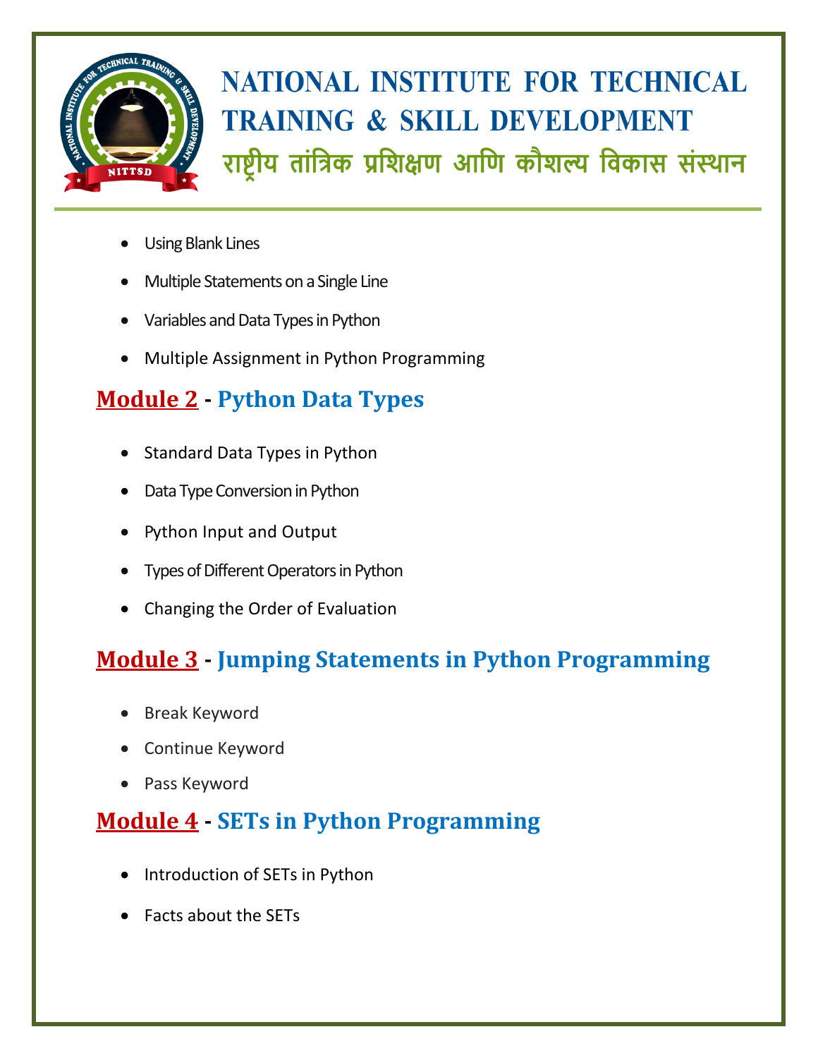- Using Blank Lines
- Multiple Statements on a Single Line
- Variables and Data Types in Python
- Multiple Assignment in Python Programming

## Module 2 - Python Data Types

- Standard Data Types in Python
- Data Type Conversion in Python
- Python Input and Output
- Types of Different Operators in Python
- Changing the Order of Evaluation

## Module 3 - Jumping Statements in Python Programming

- Break Keyword
- Continue Keyword
- Pass Keyword

## Module 4 - SETs in Python Programming

- Introduction of SETs in Python
- Facts about the SETs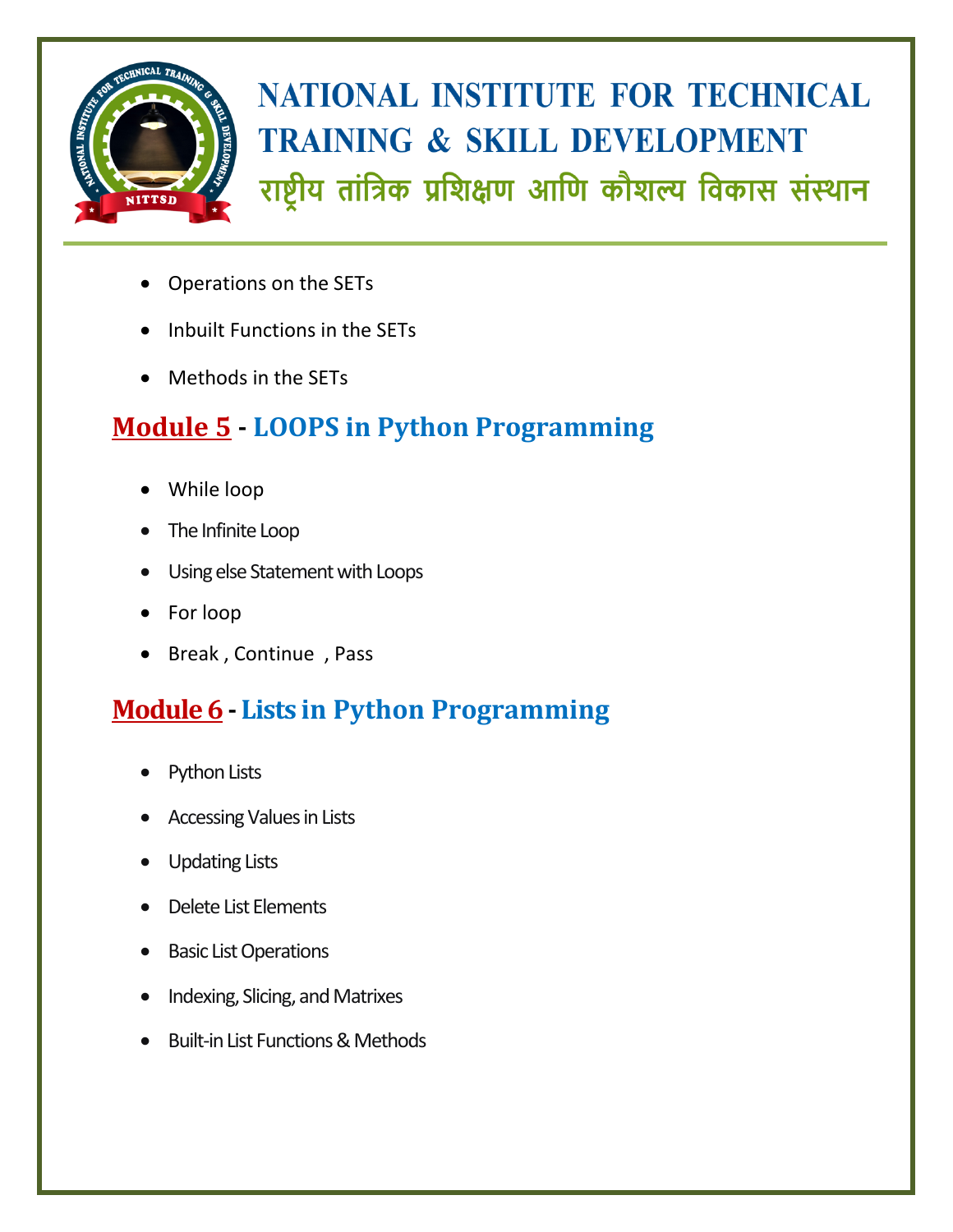- Operations on the SETs
- Inbuilt Functions in the SETs
- Methods in the SETs

## Module 5 - LOOPS in Python Programming

- While loop
- The Infinite Loop
- Using else Statement with Loops
- For loop
- Break , Continue , Pass

## Module 6 - Lists in Python Programming

- Python Lists
- Accessing Values in Lists
- Updating Lists
- Delete List Elements
- Basic List Operations
- Indexing, Slicing, and Matrixes
- Built-in List Functions & Methods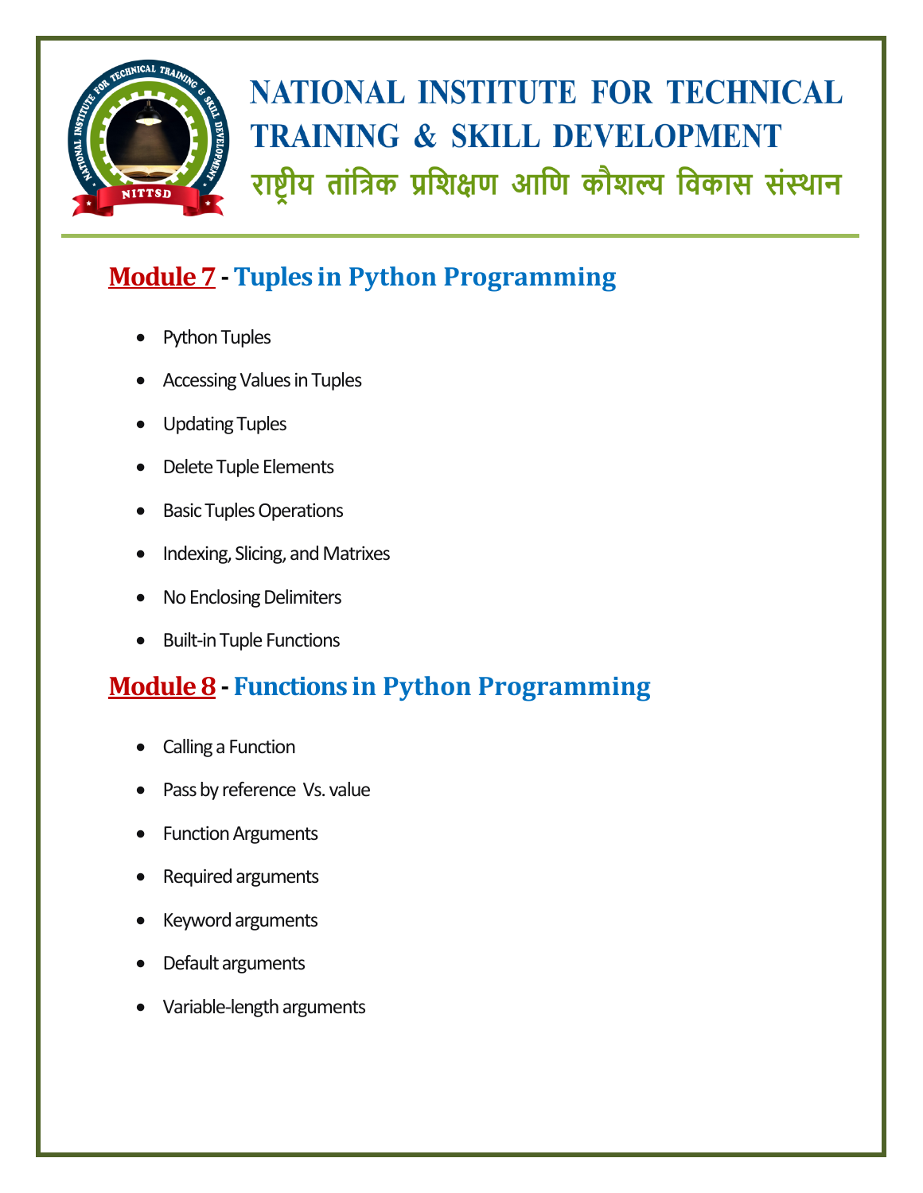# NATIONAL INSTITUTE FOR TECHNICAL TRAINING & SKILL DEVELOPMENT

राष्ट्रीय तांत्रिक प्रशिक्षण आणि कौशल्य विकास संस्थान

## Module 7 - Tuples in Python Programming

- Python Tuples
- Accessing Values in Tuples
- Updating Tuples
- Delete Tuple Elements
- Basic Tuples Operations
- Indexing, Slicing, and Matrixes
- No Enclosing Delimiters
- Built-in Tuple Functions

## Module 8 - Functions in Python Programming

- Calling a Function
- Pass by reference Vs. value
- Function Arguments
- Required arguments
- Keyword arguments
- Default arguments
- Variable-length arguments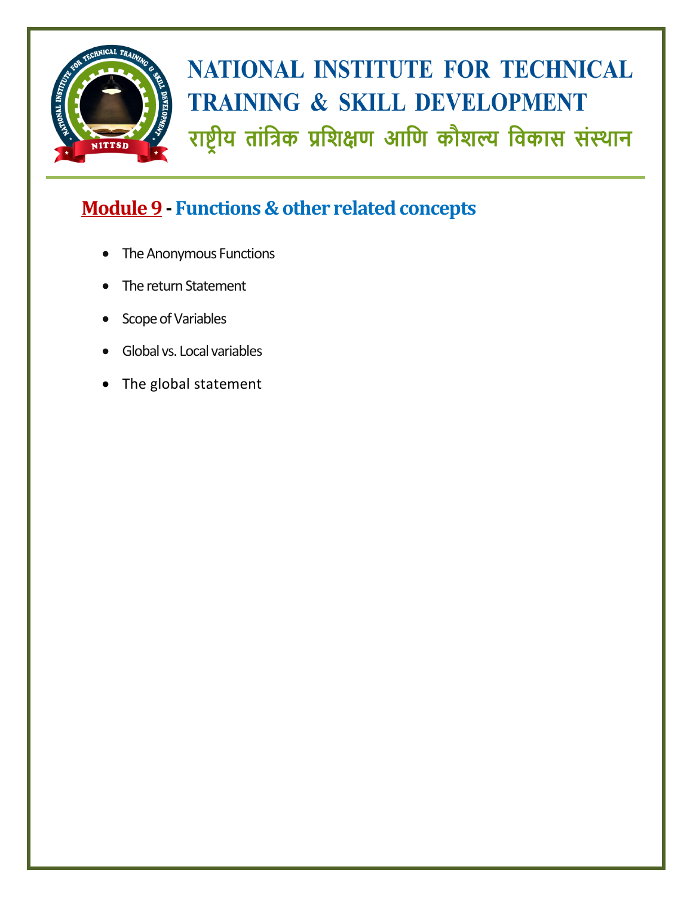## Module 9 - Functions & other related concepts

- The Anonymous Functions
- The return Statement
- Scope of Variables
- Global vs. Local variables
- The global statement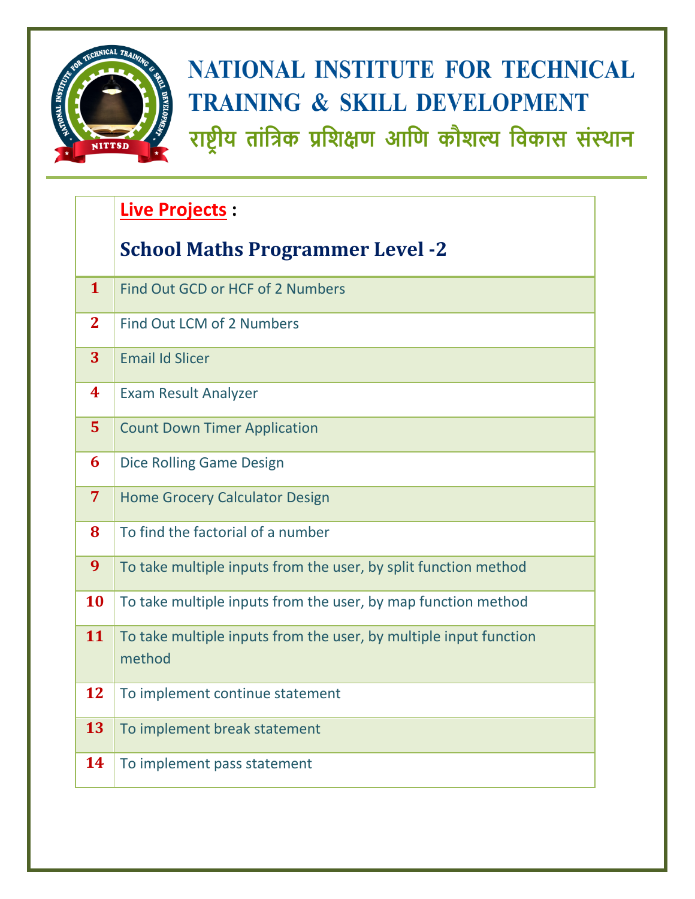# NATIONAL INSTITUTE FOR TECHNICAL TRAINING & SKILL DEVELOPMENT

## राष्ट्रीय तांत्रिक प्रशिक्षण आणि कौशल्य विकास संस्थान

| | **Live Projects :** <br><br> **School Maths Programmer Level -2** |
|---|---|
| 1 | Find Out GCD or HCF of 2 Numbers |
| 2 | Find Out LCM of 2 Numbers |
| 3 | Email Id Slicer |
| 4 | Exam Result Analyzer |
| 5 | Count Down Timer Application |
| 6 | Dice Rolling Game Design |
| 7 | Home Grocery Calculator Design |
| 8 | To find the factorial of a number |
| 9 | To take multiple inputs from the user, by split function method |
| 10 | To take multiple inputs from the user, by map function method |
| 11 | To take multiple inputs from the user, by multiple input function method |
| 12 | To implement continue statement |
| 13 | To implement break statement |
| 14 | To implement pass statement |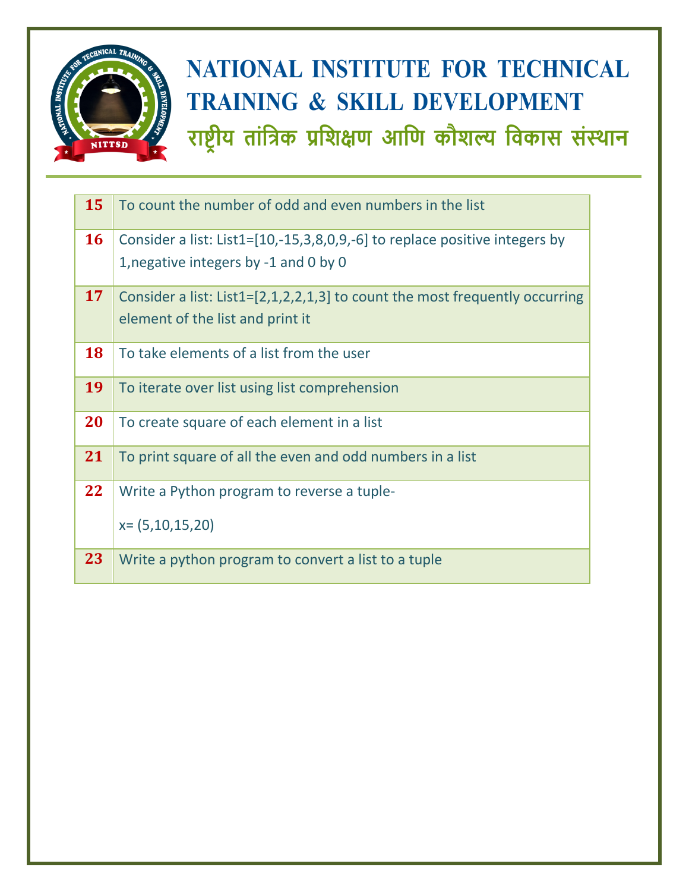# NATIONAL INSTITUTE FOR TECHNICAL TRAINING & SKILL DEVELOPMENT

## राष्ट्रीय तांत्रिक प्रशिक्षण आणि कौशल्य विकास संस्थान

| | |
|---|---|
| **15** | To count the number of odd and even numbers in the list |
| **16** | Consider a list: List1=[10,-15,3,8,0,9,-6] to replace positive integers by 1,negative integers by -1 and 0 by 0 |
| **17** | Consider a list: List1=[2,1,2,2,1,3] to count the most frequently occurring element of the list and print it |
| **18** | To take elements of a list from the user |
| **19** | To iterate over list using list comprehension |
| **20** | To create square of each element in a list |
| **21** | To print square of all the even and odd numbers in a list |
| **22** | Write a Python program to reverse a tuple-<br><br>x= (5,10,15,20) |
| **23** | Write a python program to convert a list to a tuple |